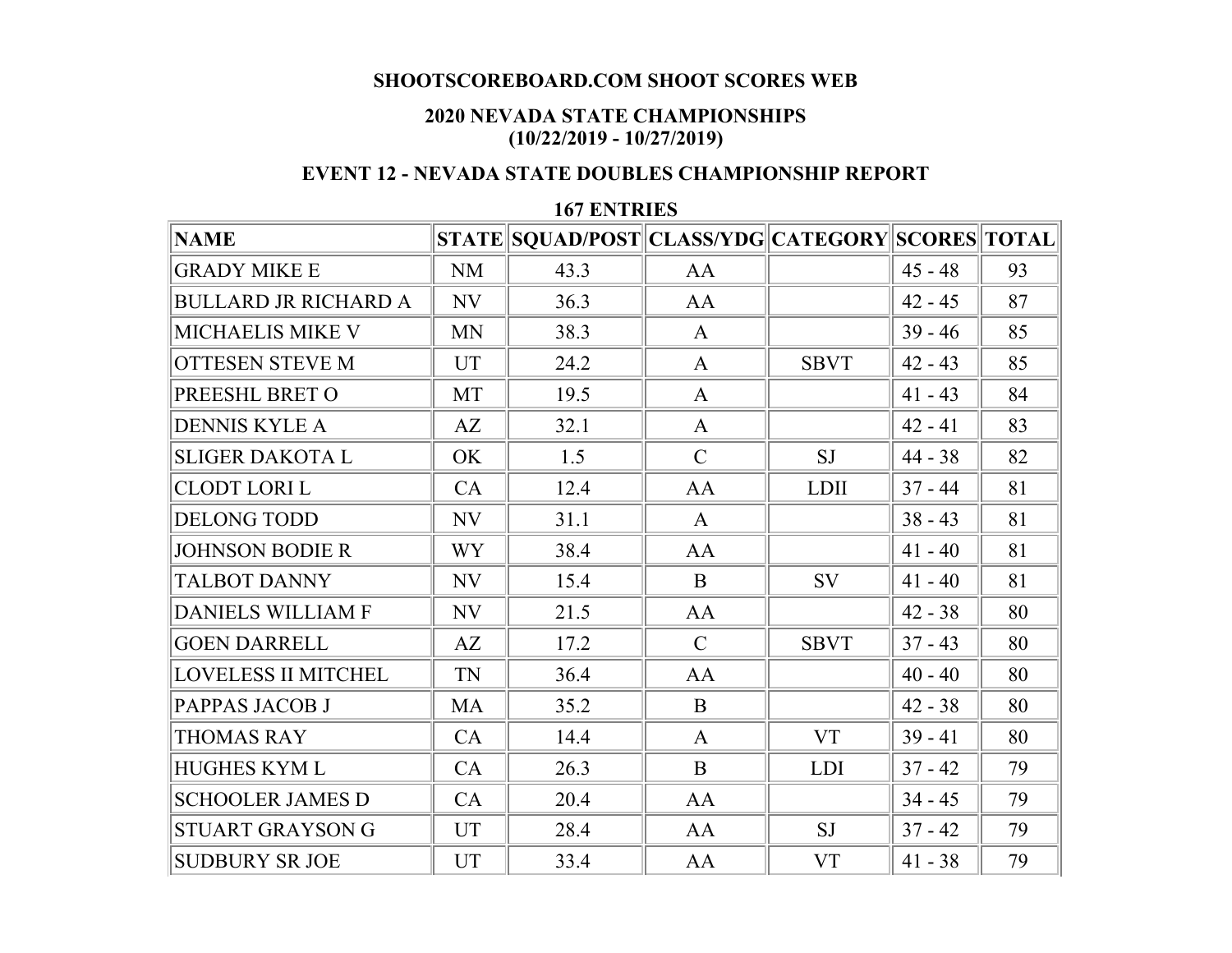**SHOOTSCOREBOARD.COM SHOOT SCORES WEB**

**2020 NEVADA STATE CHAMPIONSHIPS**
**(10/22/2019 - 10/27/2019)**

**EVENT 12 - NEVADA STATE DOUBLES CHAMPIONSHIP REPORT**

**167 ENTRIES**

| NAME | STATE | SQUAD/POST | CLASS/YDG | CATEGORY | SCORES | TOTAL |
|---|---|---|---|---|---|---|
| GRADY MIKE E | NM | 43.3 | AA | | 45 - 48 | 93 |
| BULLARD JR RICHARD A | NV | 36.3 | AA | | 42 - 45 | 87 |
| MICHAELIS MIKE V | MN | 38.3 | A | | 39 - 46 | 85 |
| OTTESEN STEVE M | UT | 24.2 | A | SBVT | 42 - 43 | 85 |
| PREESHL BRET O | MT | 19.5 | A | | 41 - 43 | 84 |
| DENNIS KYLE A | AZ | 32.1 | A | | 42 - 41 | 83 |
| SLIGER DAKOTA L | OK | 1.5 | C | SJ | 44 - 38 | 82 |
| CLODT LORI L | CA | 12.4 | AA | LDII | 37 - 44 | 81 |
| DELONG TODD | NV | 31.1 | A | | 38 - 43 | 81 |
| JOHNSON BODIE R | WY | 38.4 | AA | | 41 - 40 | 81 |
| TALBOT DANNY | NV | 15.4 | B | SV | 41 - 40 | 81 |
| DANIELS WILLIAM F | NV | 21.5 | AA | | 42 - 38 | 80 |
| GOEN DARRELL | AZ | 17.2 | C | SBVT | 37 - 43 | 80 |
| LOVELESS II MITCHEL | TN | 36.4 | AA | | 40 - 40 | 80 |
| PAPPAS JACOB J | MA | 35.2 | B | | 42 - 38 | 80 |
| THOMAS RAY | CA | 14.4 | A | VT | 39 - 41 | 80 |
| HUGHES KYM L | CA | 26.3 | B | LDI | 37 - 42 | 79 |
| SCHOOLER JAMES D | CA | 20.4 | AA | | 34 - 45 | 79 |
| STUART GRAYSON G | UT | 28.4 | AA | SJ | 37 - 42 | 79 |
| SUDBURY SR JOE | UT | 33.4 | AA | VT | 41 - 38 | 79 |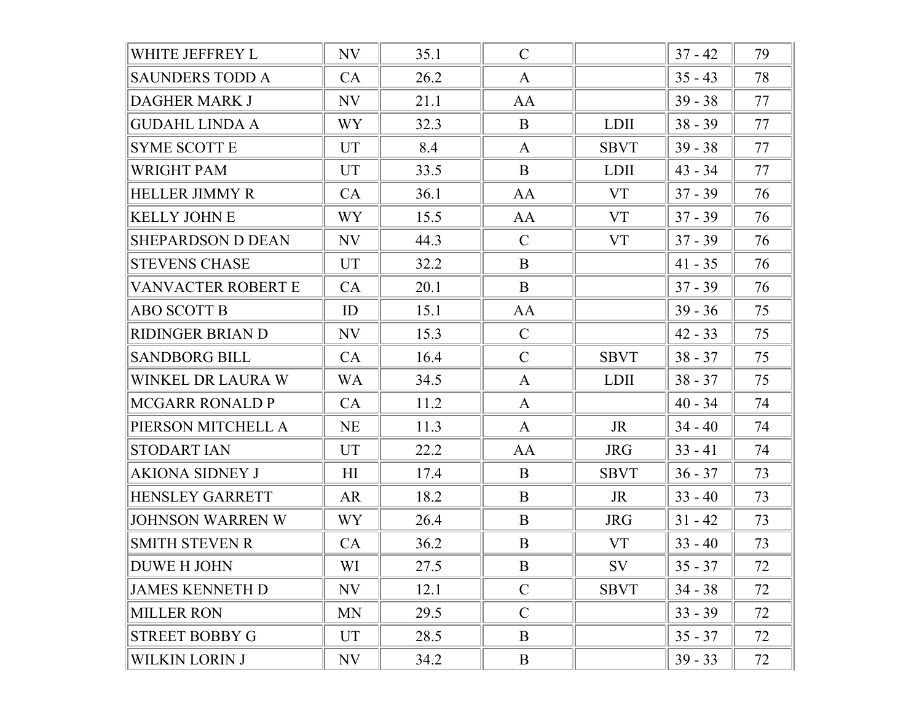| | | | | | | |
|---|---|---|---|---|---|---|
| WHITE JEFFREY L | NV | 35.1 | C | | 37 - 42 | 79 |
| SAUNDERS TODD A | CA | 26.2 | A | | 35 - 43 | 78 |
| DAGHER MARK J | NV | 21.1 | AA | | 39 - 38 | 77 |
| GUDAHL LINDA A | WY | 32.3 | B | LDII | 38 - 39 | 77 |
| SYME SCOTT E | UT | 8.4 | A | SBVT | 39 - 38 | 77 |
| WRIGHT PAM | UT | 33.5 | B | LDII | 43 - 34 | 77 |
| HELLER JIMMY R | CA | 36.1 | AA | VT | 37 - 39 | 76 |
| KELLY JOHN E | WY | 15.5 | AA | VT | 37 - 39 | 76 |
| SHEPARDSON D DEAN | NV | 44.3 | C | VT | 37 - 39 | 76 |
| STEVENS CHASE | UT | 32.2 | B | | 41 - 35 | 76 |
| VANVACTER ROBERT E | CA | 20.1 | B | | 37 - 39 | 76 |
| ABO SCOTT B | ID | 15.1 | AA | | 39 - 36 | 75 |
| RIDINGER BRIAN D | NV | 15.3 | C | | 42 - 33 | 75 |
| SANDBORG BILL | CA | 16.4 | C | SBVT | 38 - 37 | 75 |
| WINKEL DR LAURA W | WA | 34.5 | A | LDII | 38 - 37 | 75 |
| MCGARR RONALD P | CA | 11.2 | A | | 40 - 34 | 74 |
| PIERSON MITCHELL A | NE | 11.3 | A | JR | 34 - 40 | 74 |
| STODART IAN | UT | 22.2 | AA | JRG | 33 - 41 | 74 |
| AKIONA SIDNEY J | HI | 17.4 | B | SBVT | 36 - 37 | 73 |
| HENSLEY GARRETT | AR | 18.2 | B | JR | 33 - 40 | 73 |
| JOHNSON WARREN W | WY | 26.4 | B | JRG | 31 - 42 | 73 |
| SMITH STEVEN R | CA | 36.2 | B | VT | 33 - 40 | 73 |
| DUWE H JOHN | WI | 27.5 | B | SV | 35 - 37 | 72 |
| JAMES KENNETH D | NV | 12.1 | C | SBVT | 34 - 38 | 72 |
| MILLER RON | MN | 29.5 | C | | 33 - 39 | 72 |
| STREET BOBBY G | UT | 28.5 | B | | 35 - 37 | 72 |
| WILKIN LORIN J | NV | 34.2 | B | | 39 - 33 | 72 |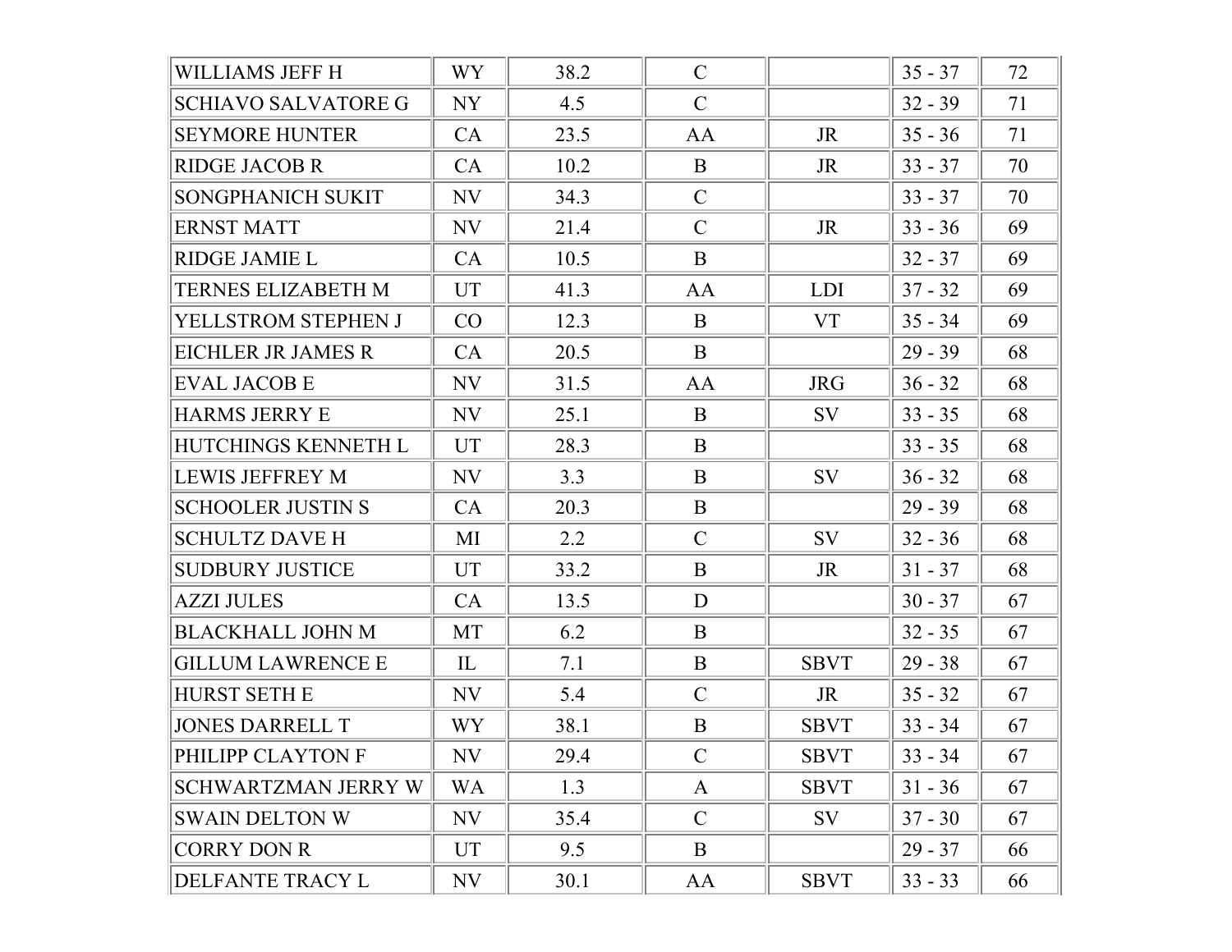| | | | | | | |
|---|---|---|---|---|---|---|
| WILLIAMS JEFF H | WY | 38.2 | C | | 35 - 37 | 72 |
| SCHIAVO SALVATORE G | NY | 4.5 | C | | 32 - 39 | 71 |
| SEYMORE HUNTER | CA | 23.5 | AA | JR | 35 - 36 | 71 |
| RIDGE JACOB R | CA | 10.2 | B | JR | 33 - 37 | 70 |
| SONGPHANICH SUKIT | NV | 34.3 | C | | 33 - 37 | 70 |
| ERNST MATT | NV | 21.4 | C | JR | 33 - 36 | 69 |
| RIDGE JAMIE L | CA | 10.5 | B | | 32 - 37 | 69 |
| TERNES ELIZABETH M | UT | 41.3 | AA | LDI | 37 - 32 | 69 |
| YELLSTROM STEPHEN J | CO | 12.3 | B | VT | 35 - 34 | 69 |
| EICHLER JR JAMES R | CA | 20.5 | B | | 29 - 39 | 68 |
| EVAL JACOB E | NV | 31.5 | AA | JRG | 36 - 32 | 68 |
| HARMS JERRY E | NV | 25.1 | B | SV | 33 - 35 | 68 |
| HUTCHINGS KENNETH L | UT | 28.3 | B | | 33 - 35 | 68 |
| LEWIS JEFFREY M | NV | 3.3 | B | SV | 36 - 32 | 68 |
| SCHOOLER JUSTIN S | CA | 20.3 | B | | 29 - 39 | 68 |
| SCHULTZ DAVE H | MI | 2.2 | C | SV | 32 - 36 | 68 |
| SUDBURY JUSTICE | UT | 33.2 | B | JR | 31 - 37 | 68 |
| AZZI JULES | CA | 13.5 | D | | 30 - 37 | 67 |
| BLACKHALL JOHN M | MT | 6.2 | B | | 32 - 35 | 67 |
| GILLUM LAWRENCE E | IL | 7.1 | B | SBVT | 29 - 38 | 67 |
| HURST SETH E | NV | 5.4 | C | JR | 35 - 32 | 67 |
| JONES DARRELL T | WY | 38.1 | B | SBVT | 33 - 34 | 67 |
| PHILIPP CLAYTON F | NV | 29.4 | C | SBVT | 33 - 34 | 67 |
| SCHWARTZMAN JERRY W | WA | 1.3 | A | SBVT | 31 - 36 | 67 |
| SWAIN DELTON W | NV | 35.4 | C | SV | 37 - 30 | 67 |
| CORRY DON R | UT | 9.5 | B | | 29 - 37 | 66 |
| DELFANTE TRACY L | NV | 30.1 | AA | SBVT | 33 - 33 | 66 |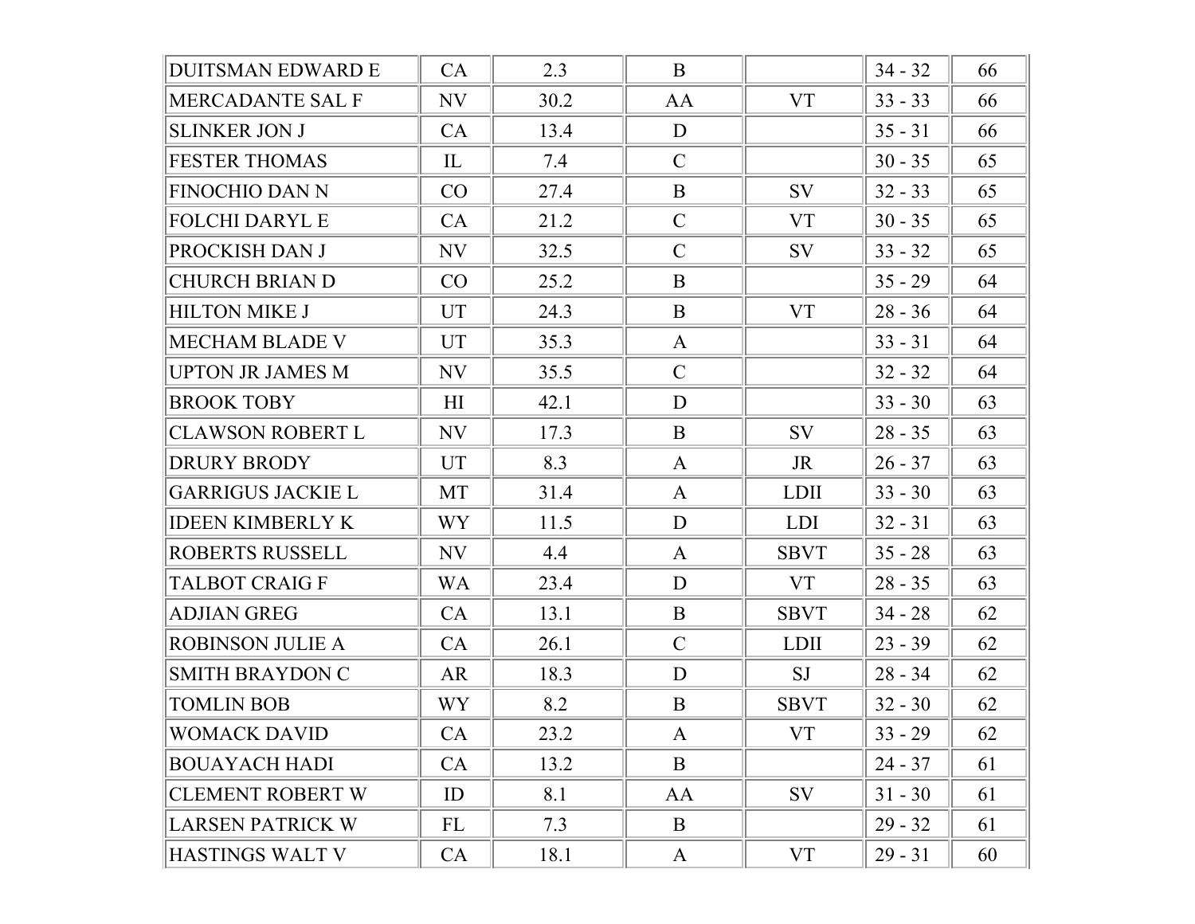| | | | | | | |
|---|---|---|---|---|---|---|
| DUITSMAN EDWARD E | CA | 2.3 | B | | 34 - 32 | 66 |
| MERCADANTE SAL F | NV | 30.2 | AA | VT | 33 - 33 | 66 |
| SLINKER JON J | CA | 13.4 | D | | 35 - 31 | 66 |
| FESTER THOMAS | IL | 7.4 | C | | 30 - 35 | 65 |
| FINOCHIO DAN N | CO | 27.4 | B | SV | 32 - 33 | 65 |
| FOLCHI DARYL E | CA | 21.2 | C | VT | 30 - 35 | 65 |
| PROCKISH DAN J | NV | 32.5 | C | SV | 33 - 32 | 65 |
| CHURCH BRIAN D | CO | 25.2 | B | | 35 - 29 | 64 |
| HILTON MIKE J | UT | 24.3 | B | VT | 28 - 36 | 64 |
| MECHAM BLADE V | UT | 35.3 | A | | 33 - 31 | 64 |
| UPTON JR JAMES M | NV | 35.5 | C | | 32 - 32 | 64 |
| BROOK TOBY | HI | 42.1 | D | | 33 - 30 | 63 |
| CLAWSON ROBERT L | NV | 17.3 | B | SV | 28 - 35 | 63 |
| DRURY BRODY | UT | 8.3 | A | JR | 26 - 37 | 63 |
| GARRIGUS JACKIE L | MT | 31.4 | A | LDII | 33 - 30 | 63 |
| IDEEN KIMBERLY K | WY | 11.5 | D | LDI | 32 - 31 | 63 |
| ROBERTS RUSSELL | NV | 4.4 | A | SBVT | 35 - 28 | 63 |
| TALBOT CRAIG F | WA | 23.4 | D | VT | 28 - 35 | 63 |
| ADJIAN GREG | CA | 13.1 | B | SBVT | 34 - 28 | 62 |
| ROBINSON JULIE A | CA | 26.1 | C | LDII | 23 - 39 | 62 |
| SMITH BRAYDON C | AR | 18.3 | D | SJ | 28 - 34 | 62 |
| TOMLIN BOB | WY | 8.2 | B | SBVT | 32 - 30 | 62 |
| WOMACK DAVID | CA | 23.2 | A | VT | 33 - 29 | 62 |
| BOUAYACH HADI | CA | 13.2 | B | | 24 - 37 | 61 |
| CLEMENT ROBERT W | ID | 8.1 | AA | SV | 31 - 30 | 61 |
| LARSEN PATRICK W | FL | 7.3 | B | | 29 - 32 | 61 |
| HASTINGS WALT V | CA | 18.1 | A | VT | 29 - 31 | 60 |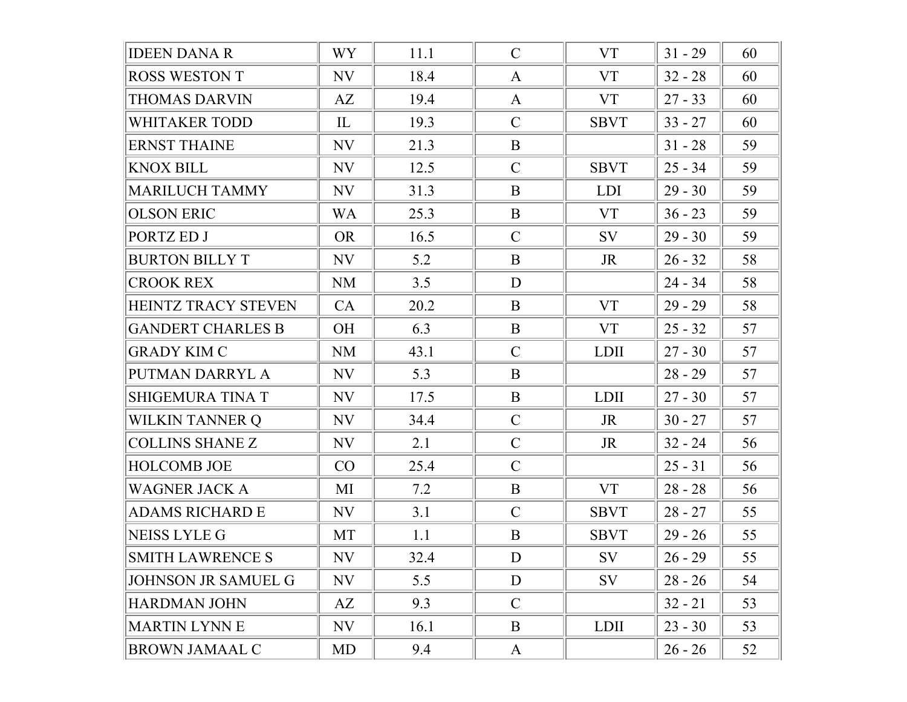| | | | | | | |
|---|---|---|---|---|---|---|
| IDEEN DANA R | WY | 11.1 | C | VT | 31 - 29 | 60 |
| ROSS WESTON T | NV | 18.4 | A | VT | 32 - 28 | 60 |
| THOMAS DARVIN | AZ | 19.4 | A | VT | 27 - 33 | 60 |
| WHITAKER TODD | IL | 19.3 | C | SBVT | 33 - 27 | 60 |
| ERNST THAINE | NV | 21.3 | B | | 31 - 28 | 59 |
| KNOX BILL | NV | 12.5 | C | SBVT | 25 - 34 | 59 |
| MARILUCH TAMMY | NV | 31.3 | B | LDI | 29 - 30 | 59 |
| OLSON ERIC | WA | 25.3 | B | VT | 36 - 23 | 59 |
| PORTZ ED J | OR | 16.5 | C | SV | 29 - 30 | 59 |
| BURTON BILLY T | NV | 5.2 | B | JR | 26 - 32 | 58 |
| CROOK REX | NM | 3.5 | D | | 24 - 34 | 58 |
| HEINTZ TRACY STEVEN | CA | 20.2 | B | VT | 29 - 29 | 58 |
| GANDERT CHARLES B | OH | 6.3 | B | VT | 25 - 32 | 57 |
| GRADY KIM C | NM | 43.1 | C | LDII | 27 - 30 | 57 |
| PUTMAN DARRYL A | NV | 5.3 | B | | 28 - 29 | 57 |
| SHIGEMURA TINA T | NV | 17.5 | B | LDII | 27 - 30 | 57 |
| WILKIN TANNER Q | NV | 34.4 | C | JR | 30 - 27 | 57 |
| COLLINS SHANE Z | NV | 2.1 | C | JR | 32 - 24 | 56 |
| HOLCOMB JOE | CO | 25.4 | C | | 25 - 31 | 56 |
| WAGNER JACK A | MI | 7.2 | B | VT | 28 - 28 | 56 |
| ADAMS RICHARD E | NV | 3.1 | C | SBVT | 28 - 27 | 55 |
| NEISS LYLE G | MT | 1.1 | B | SBVT | 29 - 26 | 55 |
| SMITH LAWRENCE S | NV | 32.4 | D | SV | 26 - 29 | 55 |
| JOHNSON JR SAMUEL G | NV | 5.5 | D | SV | 28 - 26 | 54 |
| HARDMAN JOHN | AZ | 9.3 | C | | 32 - 21 | 53 |
| MARTIN LYNN E | NV | 16.1 | B | LDII | 23 - 30 | 53 |
| BROWN JAMAAL C | MD | 9.4 | A | | 26 - 26 | 52 |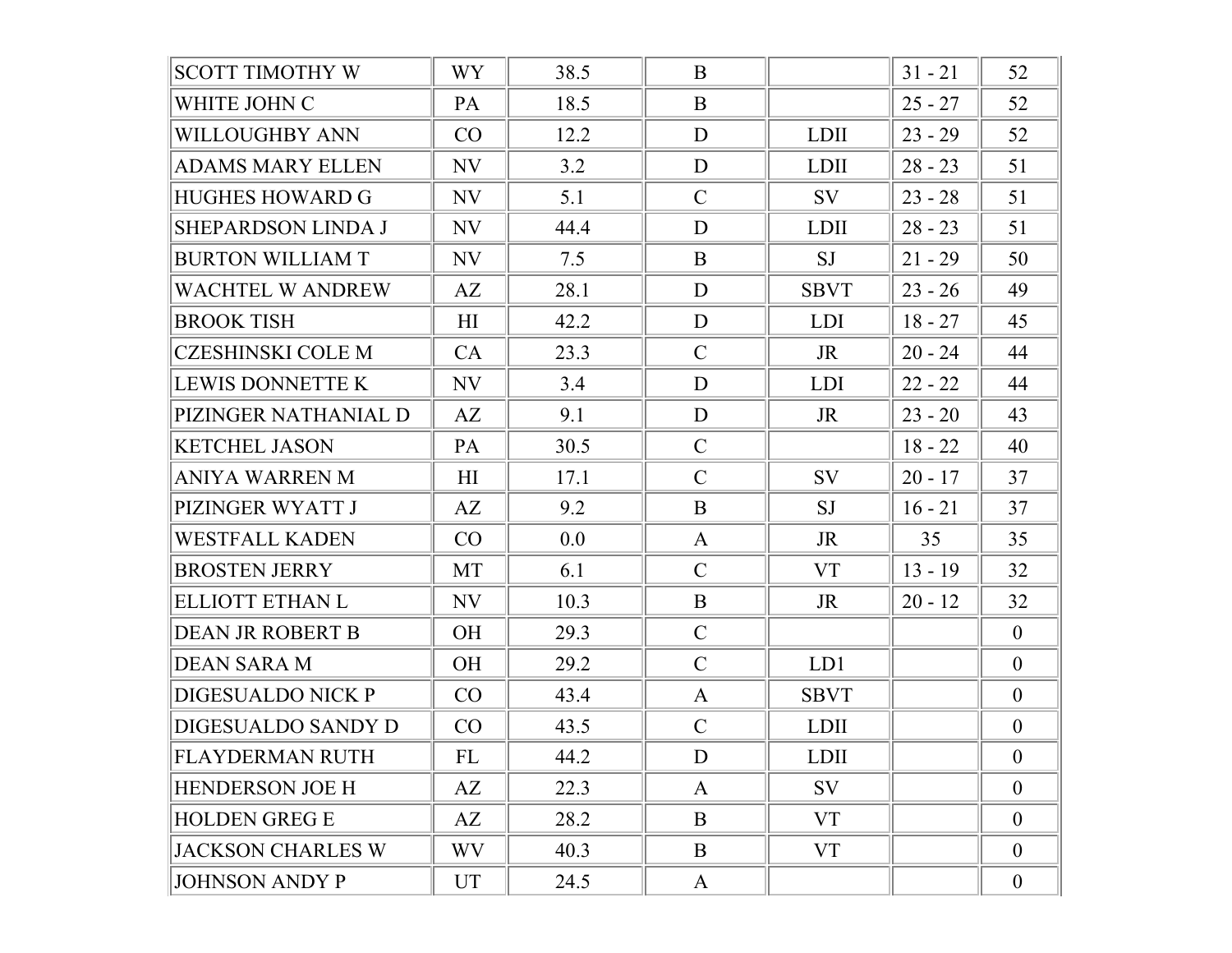| | | | | | | |
|---|---|---|---|---|---|---|
| SCOTT TIMOTHY W | WY | 38.5 | B | | 31 - 21 | 52 |
| WHITE JOHN C | PA | 18.5 | B | | 25 - 27 | 52 |
| WILLOUGHBY ANN | CO | 12.2 | D | LDII | 23 - 29 | 52 |
| ADAMS MARY ELLEN | NV | 3.2 | D | LDII | 28 - 23 | 51 |
| HUGHES HOWARD G | NV | 5.1 | C | SV | 23 - 28 | 51 |
| SHEPARDSON LINDA J | NV | 44.4 | D | LDII | 28 - 23 | 51 |
| BURTON WILLIAM T | NV | 7.5 | B | SJ | 21 - 29 | 50 |
| WACHTEL W ANDREW | AZ | 28.1 | D | SBVT | 23 - 26 | 49 |
| BROOK TISH | HI | 42.2 | D | LDI | 18 - 27 | 45 |
| CZESHINSKI COLE M | CA | 23.3 | C | JR | 20 - 24 | 44 |
| LEWIS DONNETTE K | NV | 3.4 | D | LDI | 22 - 22 | 44 |
| PIZINGER NATHANIAL D | AZ | 9.1 | D | JR | 23 - 20 | 43 |
| KETCHEL JASON | PA | 30.5 | C | | 18 - 22 | 40 |
| ANIYA WARREN M | HI | 17.1 | C | SV | 20 - 17 | 37 |
| PIZINGER WYATT J | AZ | 9.2 | B | SJ | 16 - 21 | 37 |
| WESTFALL KADEN | CO | 0.0 | A | JR | 35 | 35 |
| BROSTEN JERRY | MT | 6.1 | C | VT | 13 - 19 | 32 |
| ELLIOTT ETHAN L | NV | 10.3 | B | JR | 20 - 12 | 32 |
| DEAN JR ROBERT B | OH | 29.3 | C | | | 0 |
| DEAN SARA M | OH | 29.2 | C | LD1 | | 0 |
| DIGESUALDO NICK P | CO | 43.4 | A | SBVT | | 0 |
| DIGESUALDO SANDY D | CO | 43.5 | C | LDII | | 0 |
| FLAYDERMAN RUTH | FL | 44.2 | D | LDII | | 0 |
| HENDERSON JOE H | AZ | 22.3 | A | SV | | 0 |
| HOLDEN GREG E | AZ | 28.2 | B | VT | | 0 |
| JACKSON CHARLES W | WV | 40.3 | B | VT | | 0 |
| JOHNSON ANDY P | UT | 24.5 | A | | | 0 |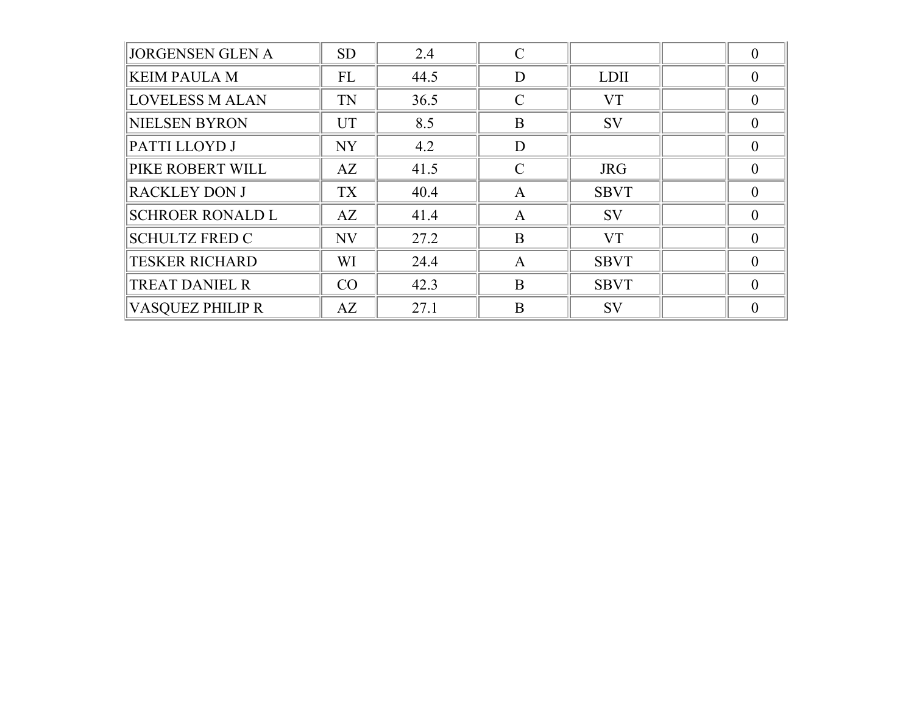| | | | | | | |
|---|---|---|---|---|---|---|
| JORGENSEN GLEN A | SD | 2.4 | C | | | 0 |
| KEIM PAULA M | FL | 44.5 | D | LDII | | 0 |
| LOVELESS M ALAN | TN | 36.5 | C | VT | | 0 |
| NIELSEN BYRON | UT | 8.5 | B | SV | | 0 |
| PATTI LLOYD J | NY | 4.2 | D | | | 0 |
| PIKE ROBERT WILL | AZ | 41.5 | C | JRG | | 0 |
| RACKLEY DON J | TX | 40.4 | A | SBVT | | 0 |
| SCHROER RONALD L | AZ | 41.4 | A | SV | | 0 |
| SCHULTZ FRED C | NV | 27.2 | B | VT | | 0 |
| TESKER RICHARD | WI | 24.4 | A | SBVT | | 0 |
| TREAT DANIEL R | CO | 42.3 | B | SBVT | | 0 |
| VASQUEZ PHILIP R | AZ | 27.1 | B | SV | | 0 |